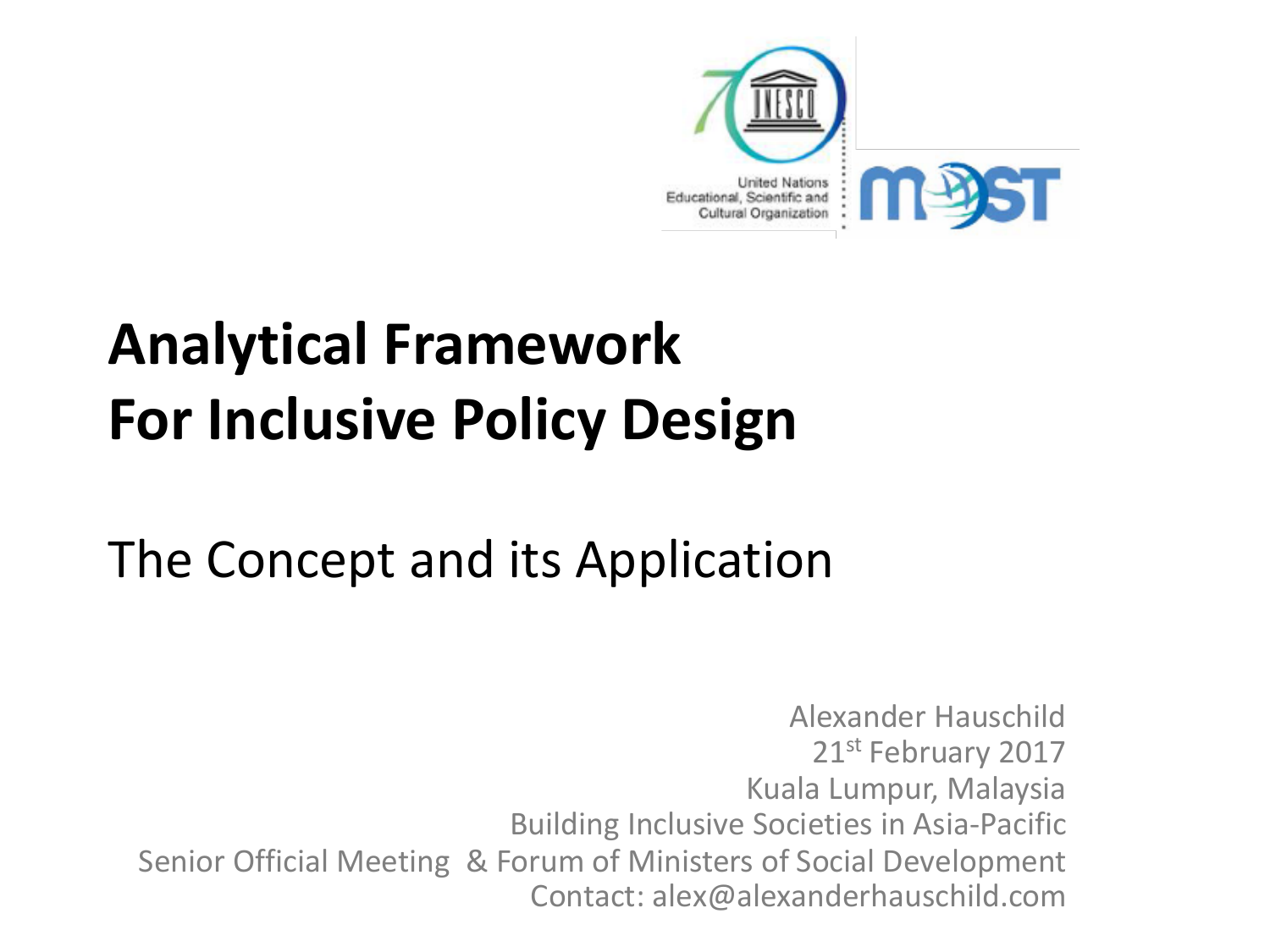# Analytical Framework For Inclusive Policy Design

## The Concept and its Application

Alexander Hauschild
21st February 2017
Kuala Lumpur, Malaysia
Building Inclusive Societies in Asia-Pacific
Senior Official Meeting & Forum of Ministers of Social Development
Contact: alex@alexanderhauschild.com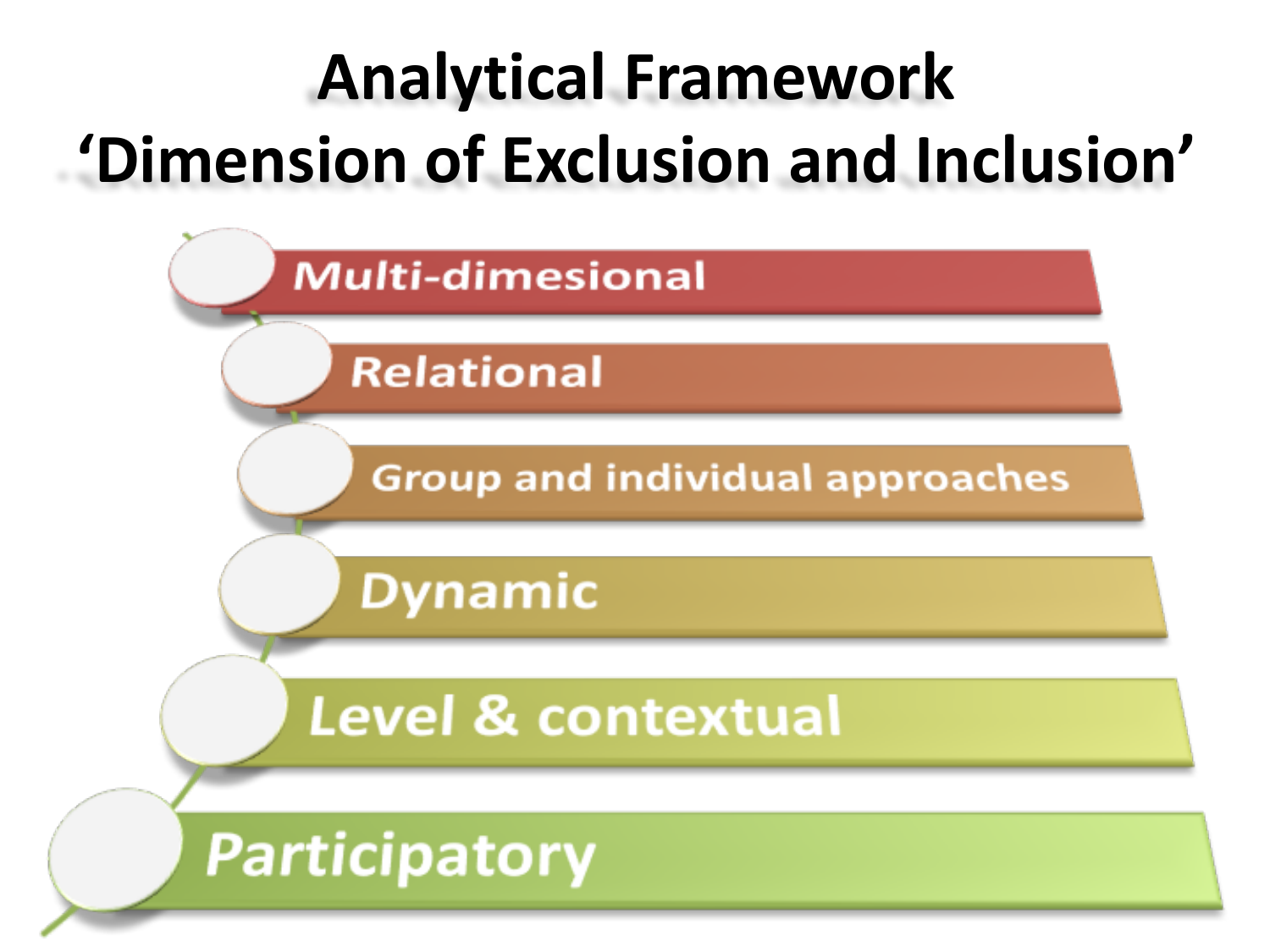# Analytical Framework
# 'Dimension of Exclusion and Inclusion'

- Multi-dimesional
- Relational
- Group and individual approaches
- Dynamic
- Level & contextual
- Participatory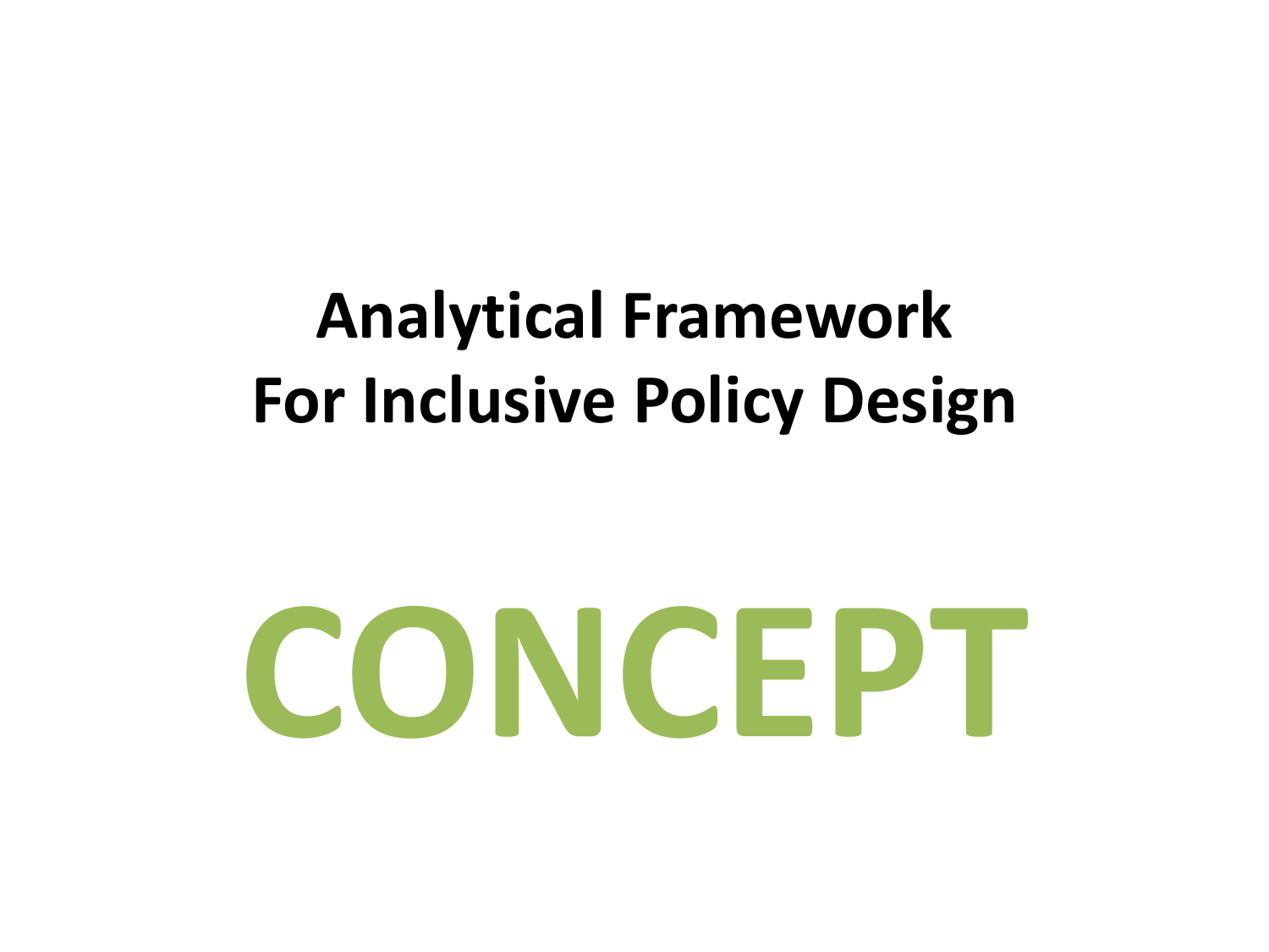# Analytical Framework For Inclusive Policy Design

# CONCEPT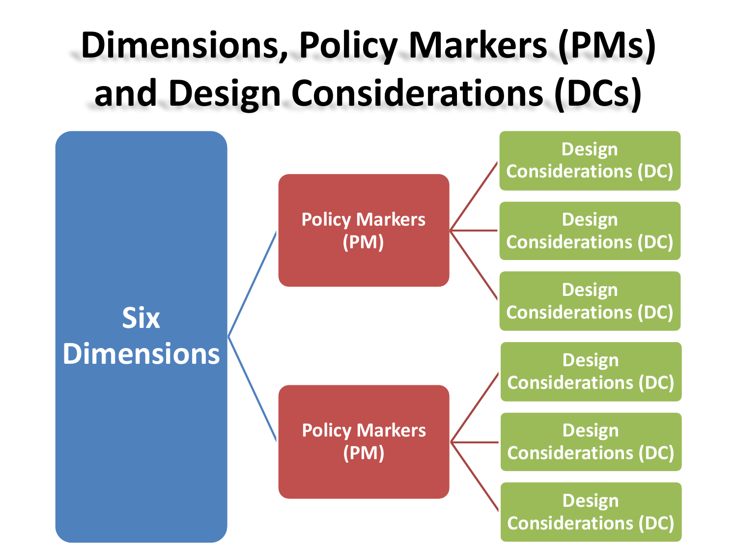# Dimensions, Policy Markers (PMs) and Design Considerations (DCs)

- Six Dimensions
  - Policy Markers (PM)
    - Design Considerations (DC)
    - Design Considerations (DC)
    - Design Considerations (DC)
  - Policy Markers (PM)
    - Design Considerations (DC)
    - Design Considerations (DC)
    - Design Considerations (DC)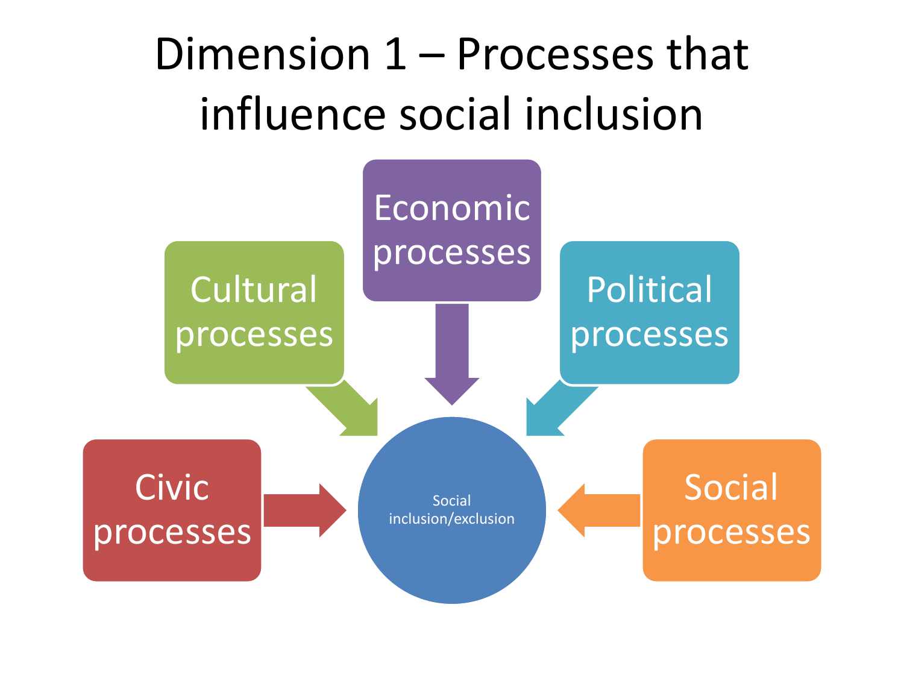# Dimension 1 – Processes that influence social inclusion

- Economic processes
- Cultural processes
- Political processes
- Civic processes
- Social processes

Social inclusion/exclusion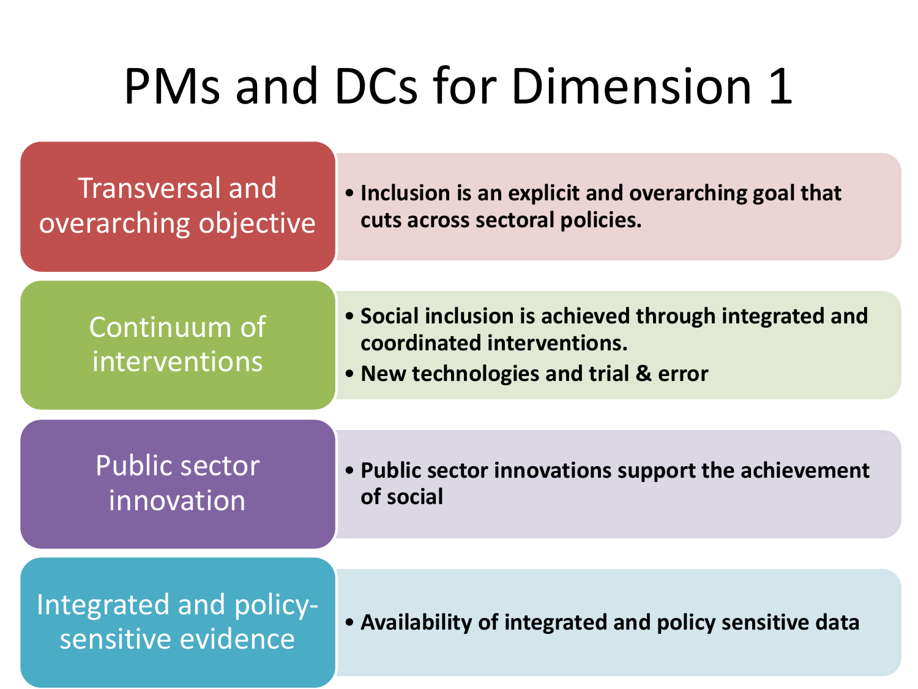# PMs and DCs for Dimension 1

| | |
|---|---|
| Transversal and overarching objective | • **Inclusion is an explicit and overarching goal that cuts across sectoral policies.** |
| Continuum of interventions | • **Social inclusion is achieved through integrated and coordinated interventions.**<br>• **New technologies and trial & error** |
| Public sector innovation | • **Public sector innovations support the achievement of social** |
| Integrated and policy-sensitive evidence | • **Availability of integrated and policy sensitive data** |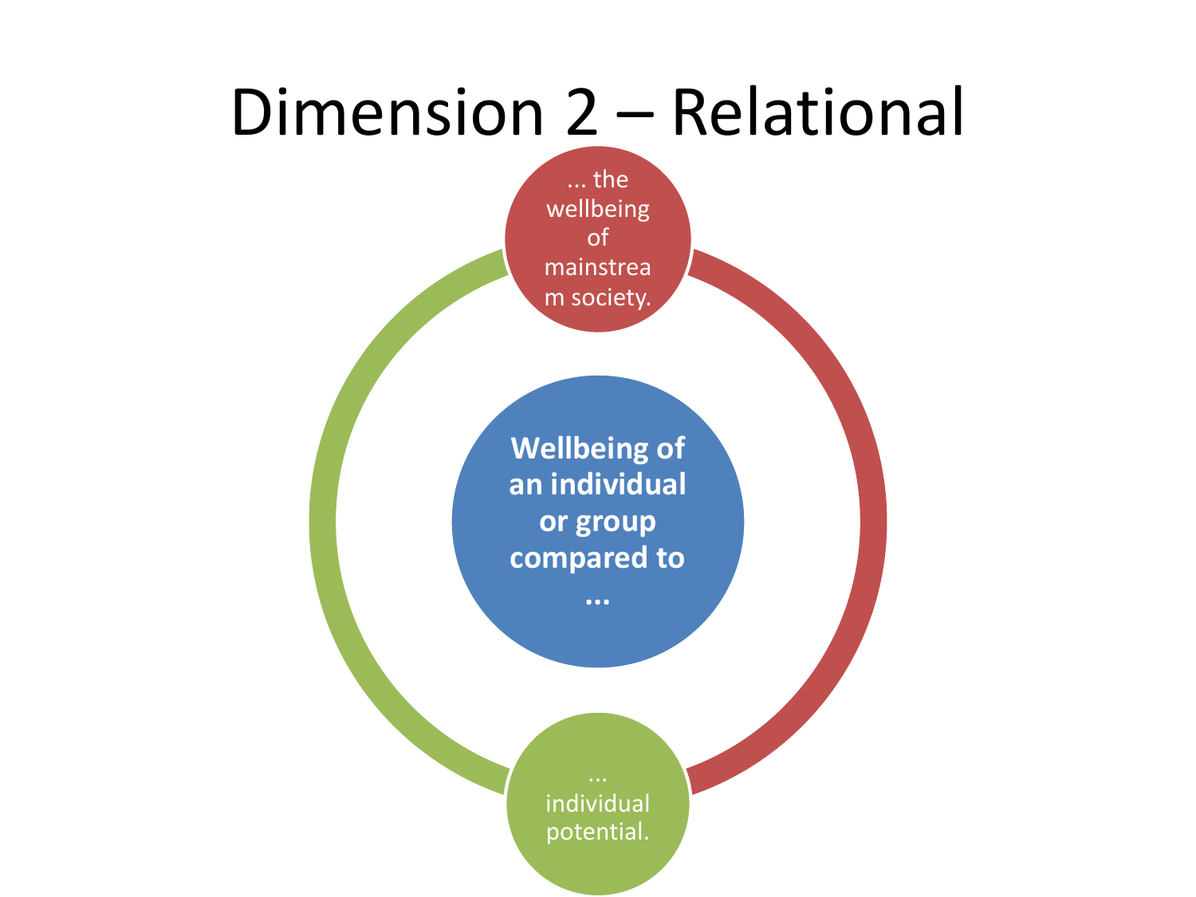# Dimension 2 – Relational

... the wellbeing of mainstream society.

**Wellbeing of an individual or group compared to ...**

... individual potential.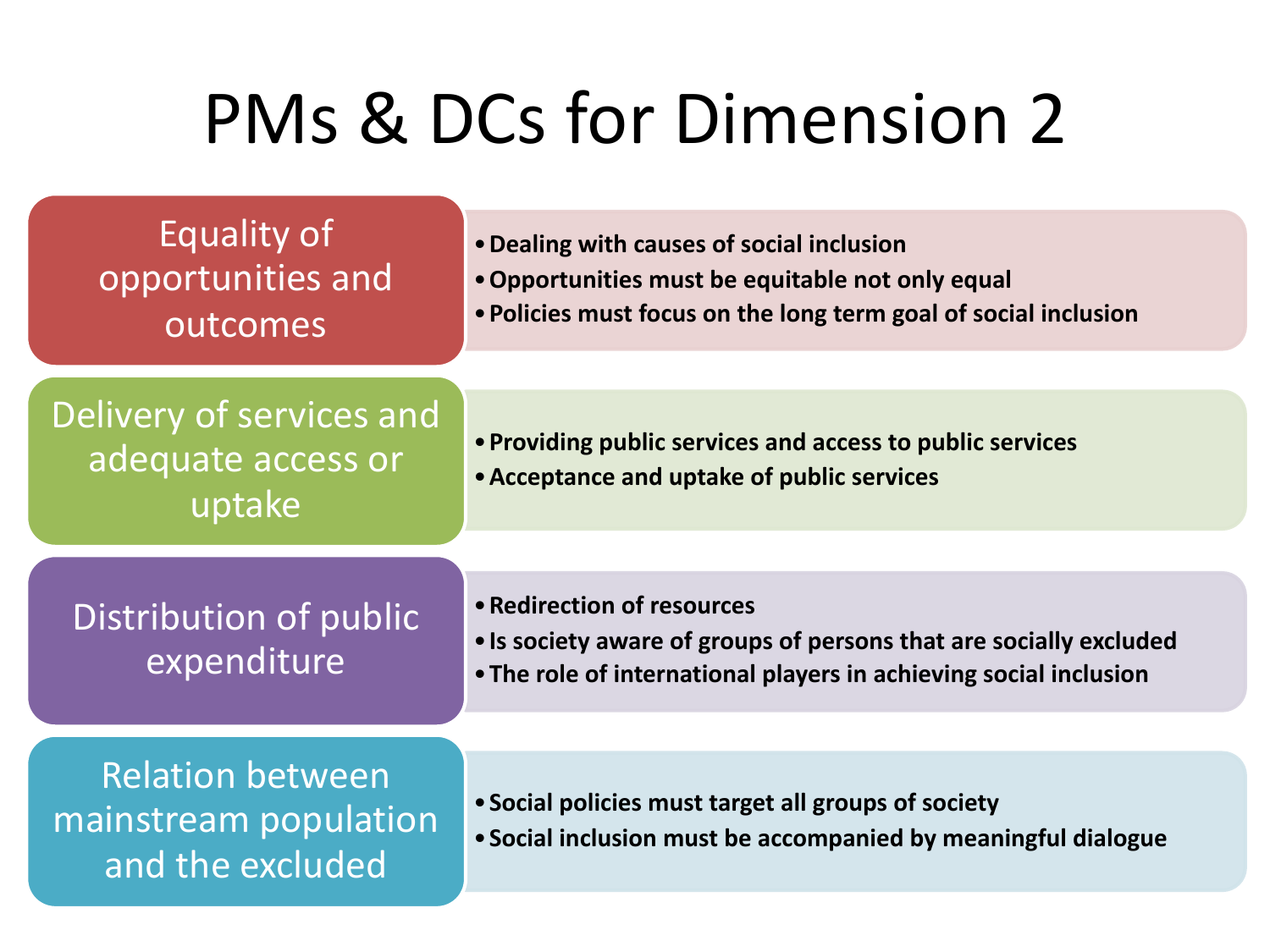# PMs & DCs for Dimension 2

## Equality of opportunities and outcomes

- Dealing with causes of social inclusion
- Opportunities must be equitable not only equal
- Policies must focus on the long term goal of social inclusion

## Delivery of services and adequate access or uptake

- Providing public services and access to public services
- Acceptance and uptake of public services

## Distribution of public expenditure

- Redirection of resources
- Is society aware of groups of persons that are socially excluded
- The role of international players in achieving social inclusion

## Relation between mainstream population and the excluded

- Social policies must target all groups of society
- Social inclusion must be accompanied by meaningful dialogue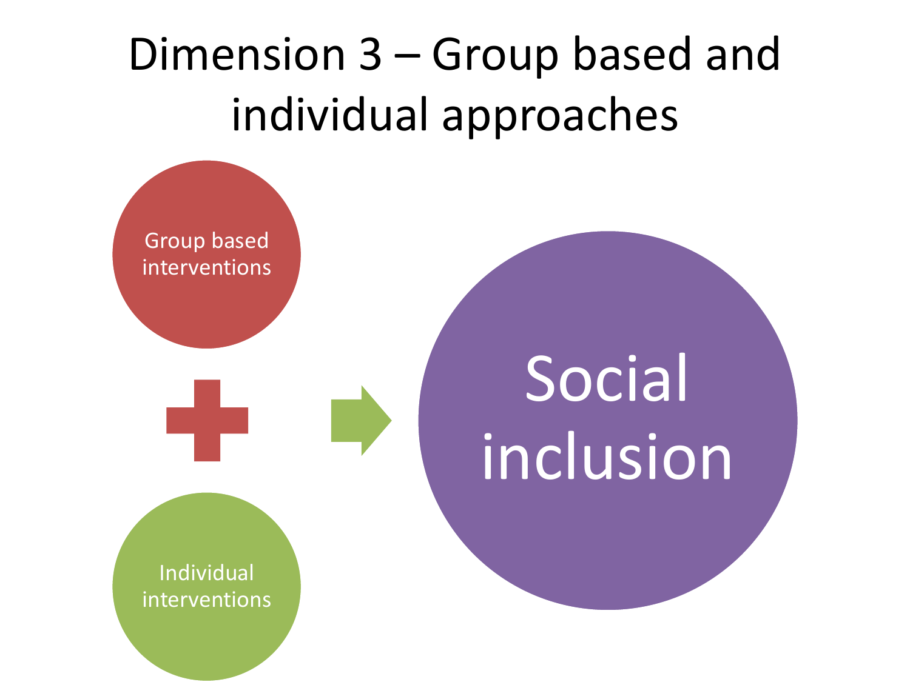# Dimension 3 – Group based and individual approaches

Group based interventions

+

Individual interventions

→

Social inclusion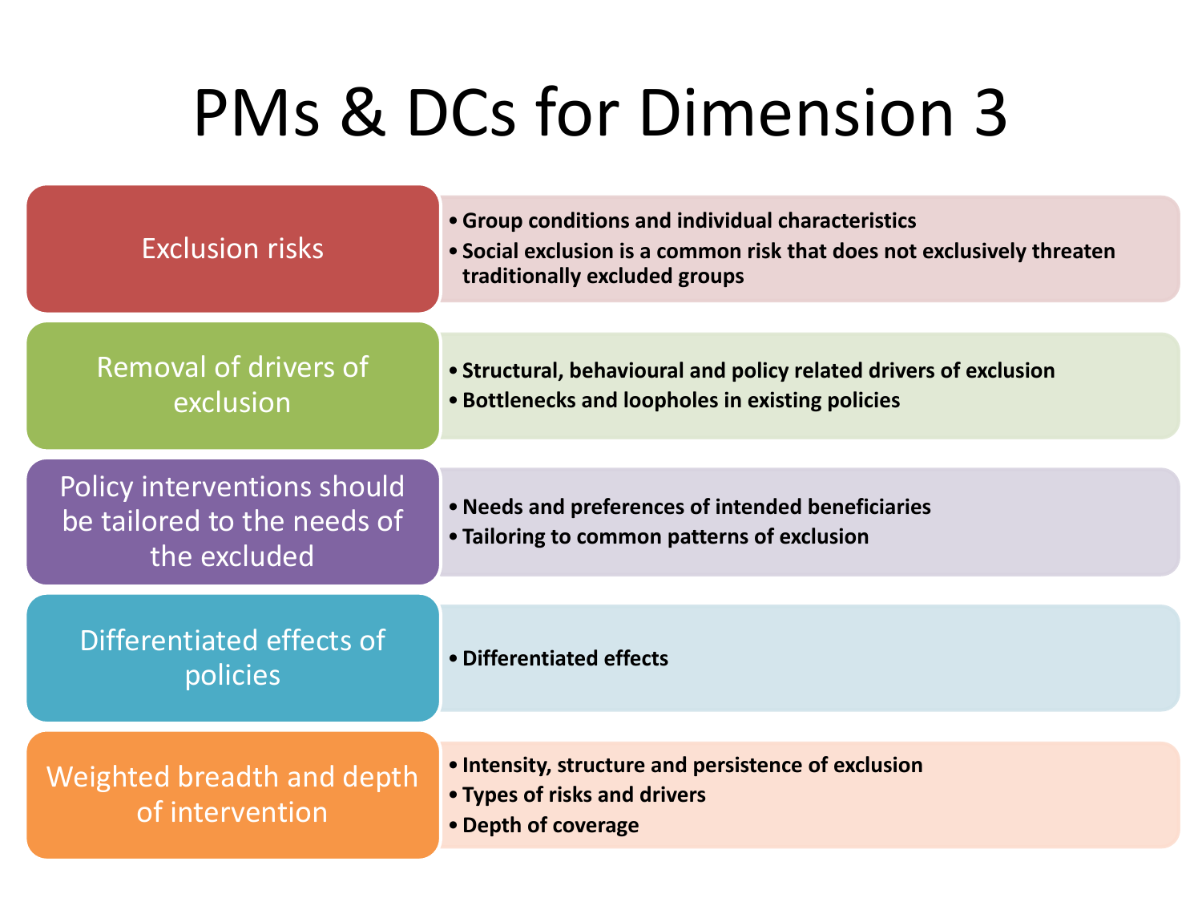# PMs & DCs for Dimension 3

| | |
|---|---|
| Exclusion risks | • Group conditions and individual characteristics<br>• Social exclusion is a common risk that does not exclusively threaten traditionally excluded groups |
| Removal of drivers of exclusion | • Structural, behavioural and policy related drivers of exclusion<br>• Bottlenecks and loopholes in existing policies |
| Policy interventions should be tailored to the needs of the excluded | • Needs and preferences of intended beneficiaries<br>• Tailoring to common patterns of exclusion |
| Differentiated effects of policies | • Differentiated effects |
| Weighted breadth and depth of intervention | • Intensity, structure and persistence of exclusion<br>• Types of risks and drivers<br>• Depth of coverage |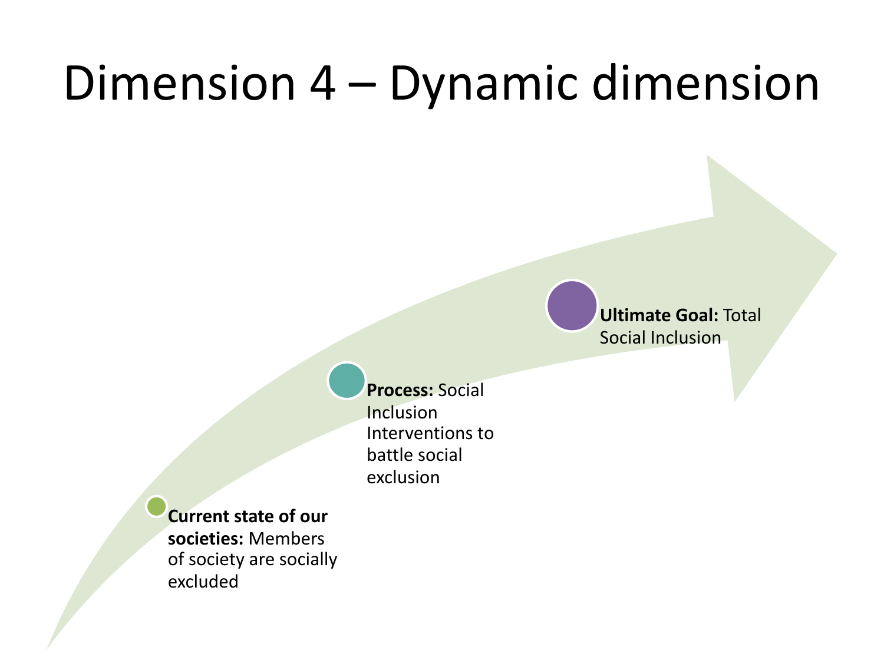# Dimension 4 – Dynamic dimension

- **Current state of our societies:** Members of society are socially excluded
- **Process:** Social Inclusion Interventions to battle social exclusion
- **Ultimate Goal:** Total Social Inclusion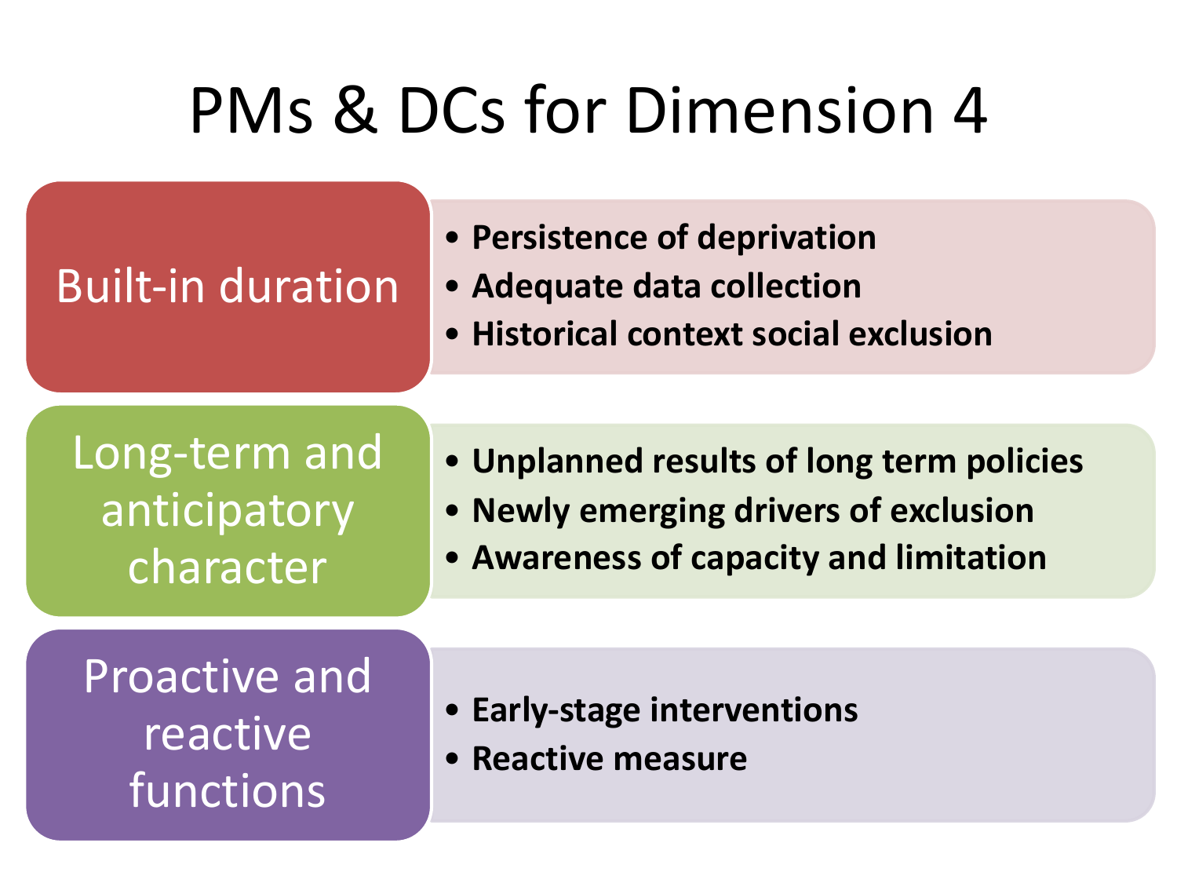# PMs & DCs for Dimension 4

## Built-in duration

- **Persistence of deprivation**
- **Adequate data collection**
- **Historical context social exclusion**

## Long-term and anticipatory character

- **Unplanned results of long term policies**
- **Newly emerging drivers of exclusion**
- **Awareness of capacity and limitation**

## Proactive and reactive functions

- **Early-stage interventions**
- **Reactive measure**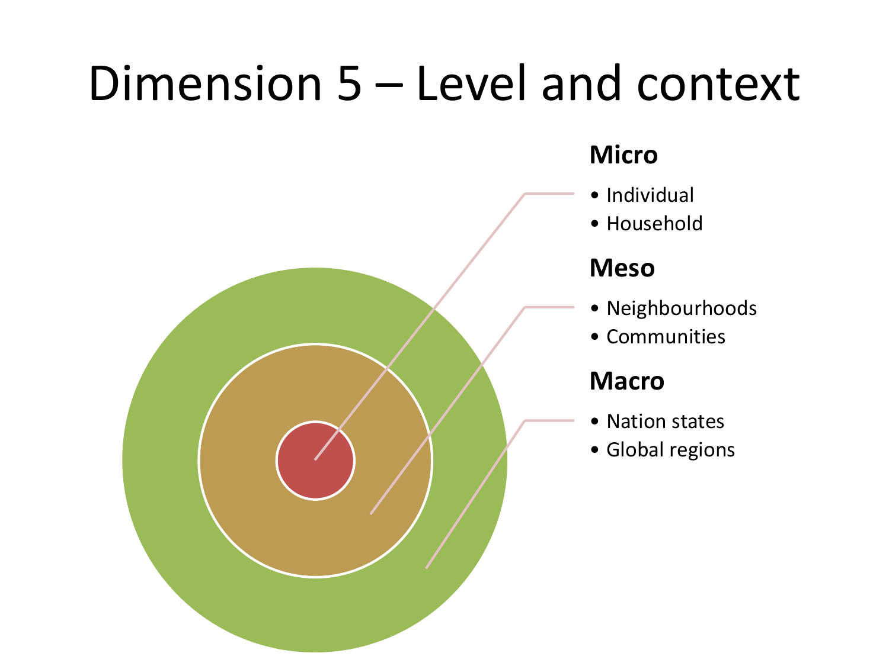# Dimension 5 – Level and context

**Micro**

- Individual
- Household

**Meso**

- Neighbourhoods
- Communities

**Macro**

- Nation states
- Global regions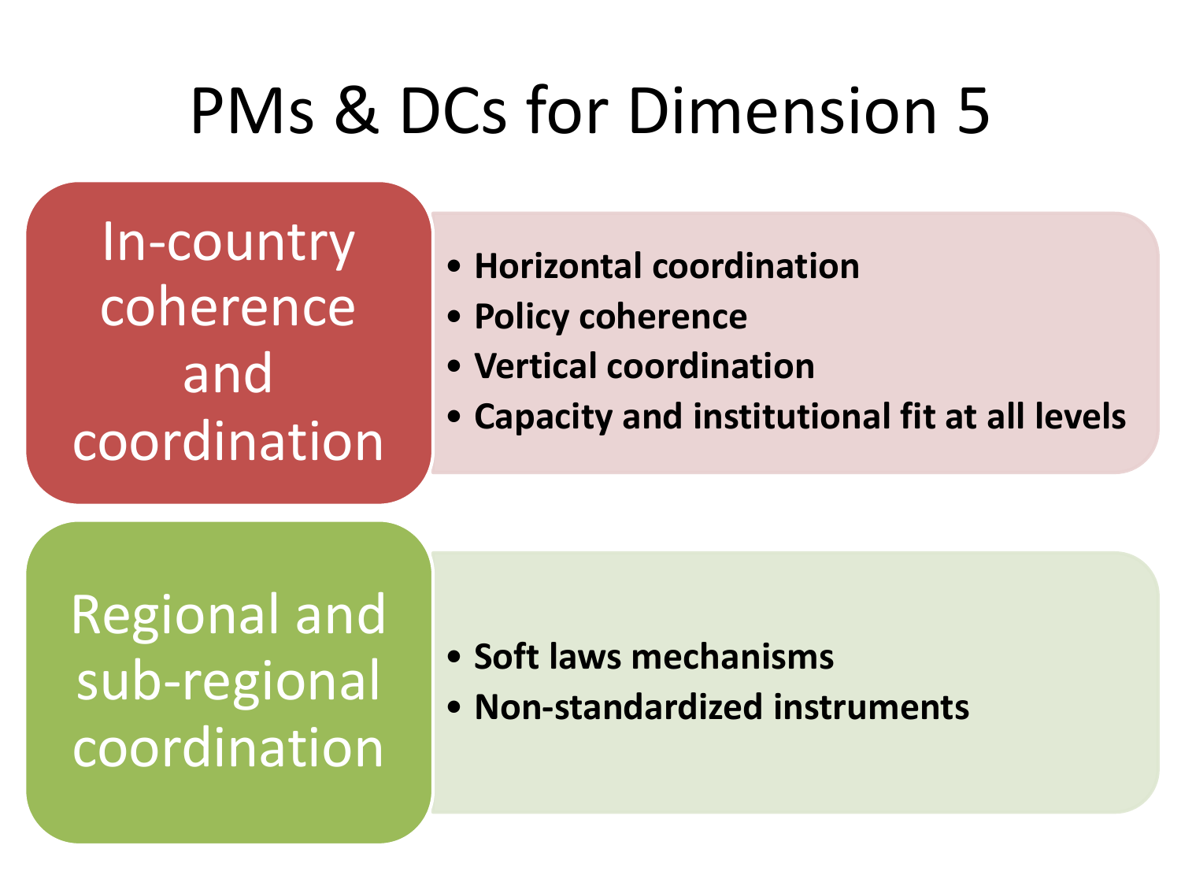# PMs & DCs for Dimension 5

## In-country coherence and coordination

- **Horizontal coordination**
- **Policy coherence**
- **Vertical coordination**
- **Capacity and institutional fit at all levels**

## Regional and sub-regional coordination

- **Soft laws mechanisms**
- **Non-standardized instruments**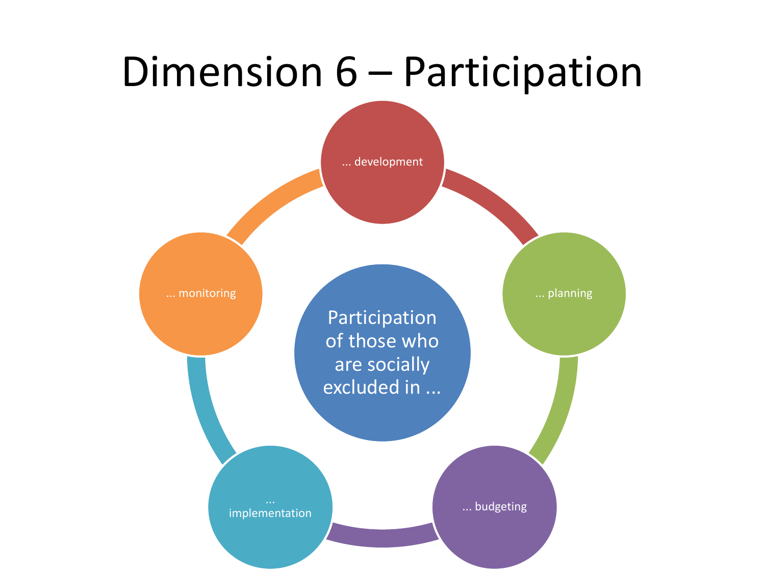# Dimension 6 – Participation

Participation of those who are socially excluded in ...

- ... development
- ... planning
- ... budgeting
- ... implementation
- ... monitoring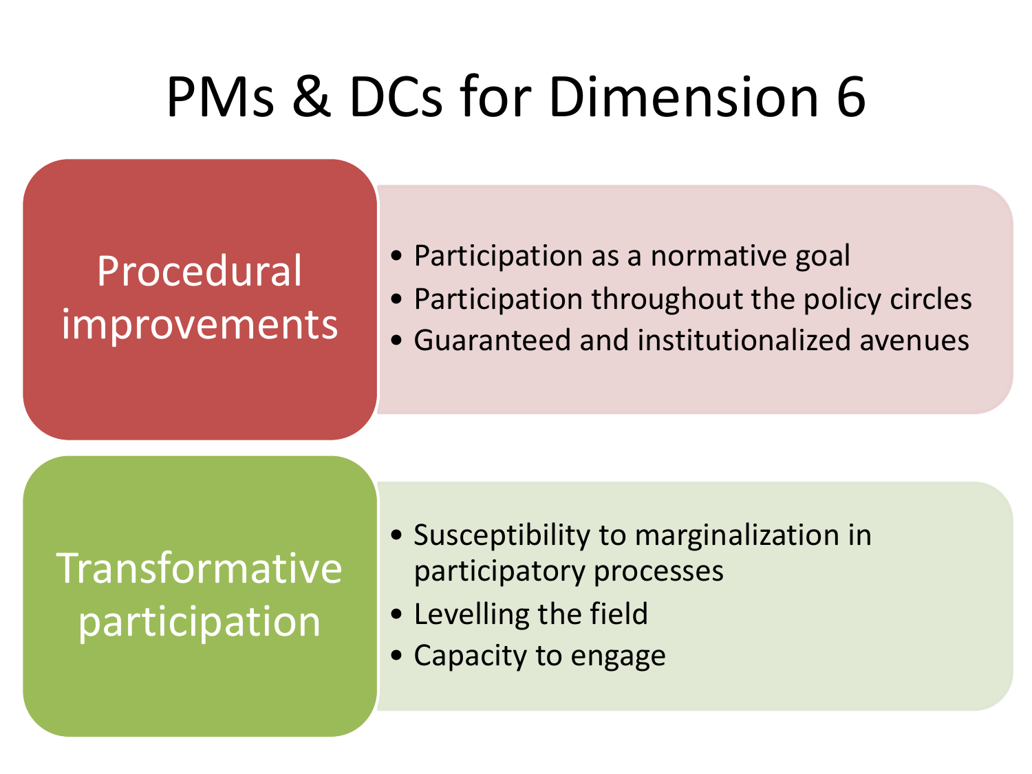# PMs & DCs for Dimension 6

## Procedural improvements

- Participation as a normative goal
- Participation throughout the policy circles
- Guaranteed and institutionalized avenues

## Transformative participation

- Susceptibility to marginalization in participatory processes
- Levelling the field
- Capacity to engage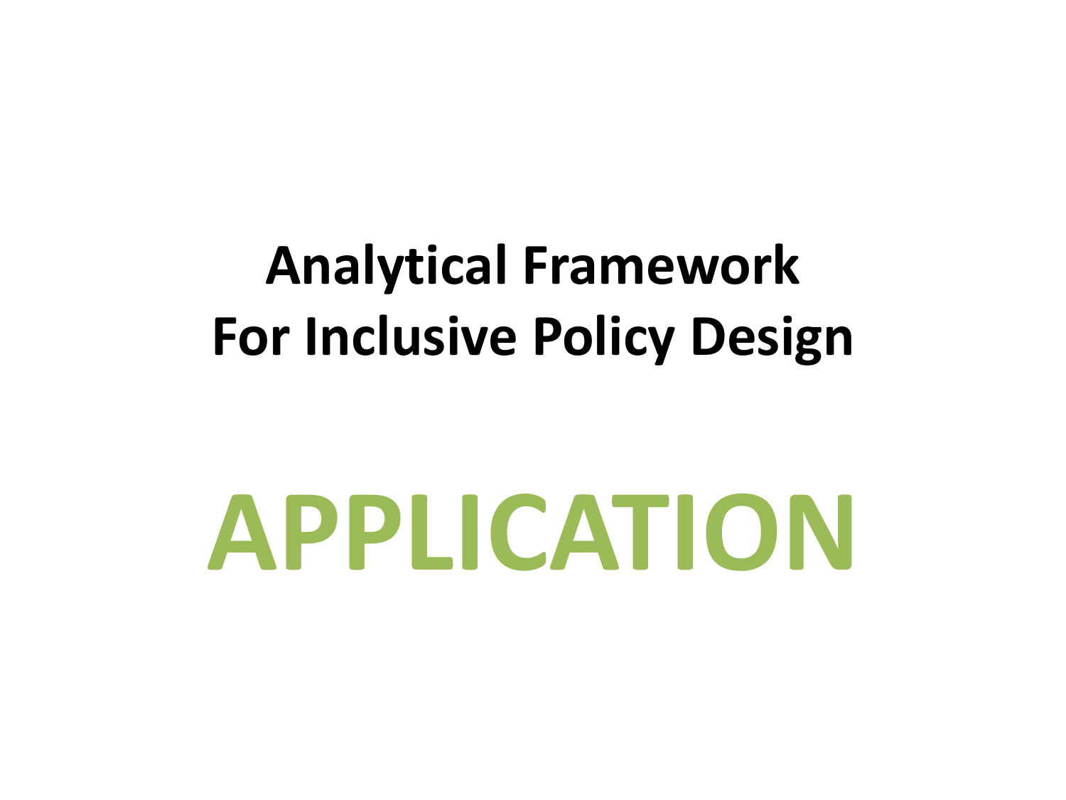# Analytical Framework For Inclusive Policy Design

# APPLICATION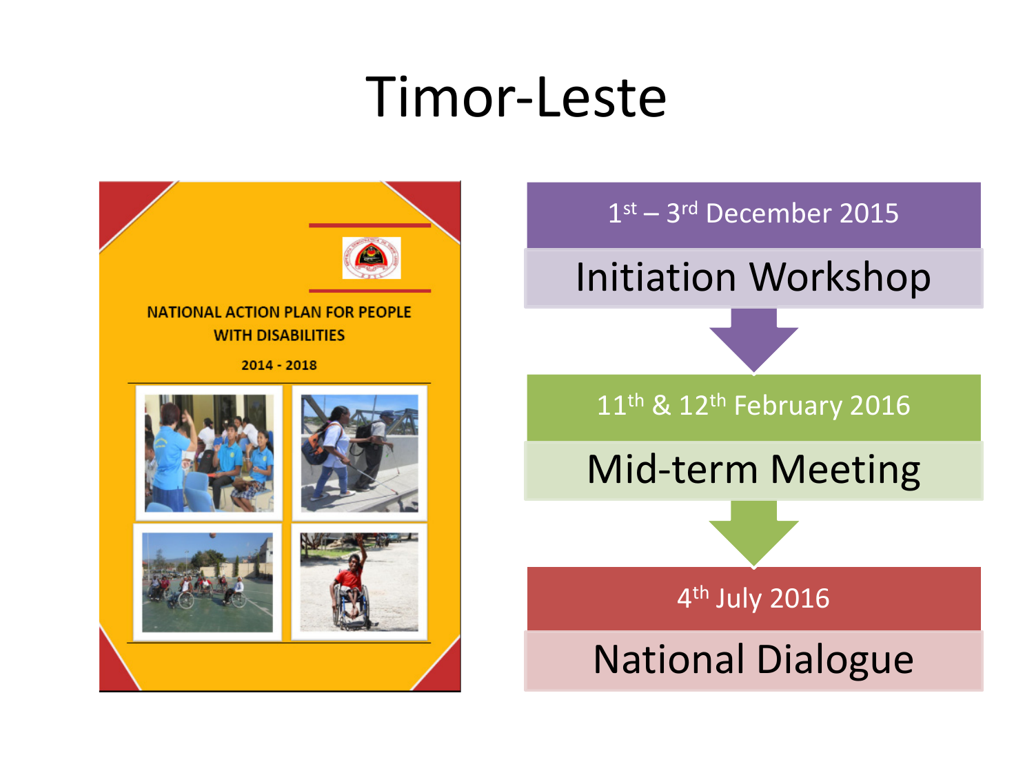# Timor-Leste

NATIONAL ACTION PLAN FOR PEOPLE WITH DISABILITIES

2014 - 2018

1st – 3rd December 2015

Initiation Workshop

11th & 12th February 2016

Mid-term Meeting

4th July 2016

National Dialogue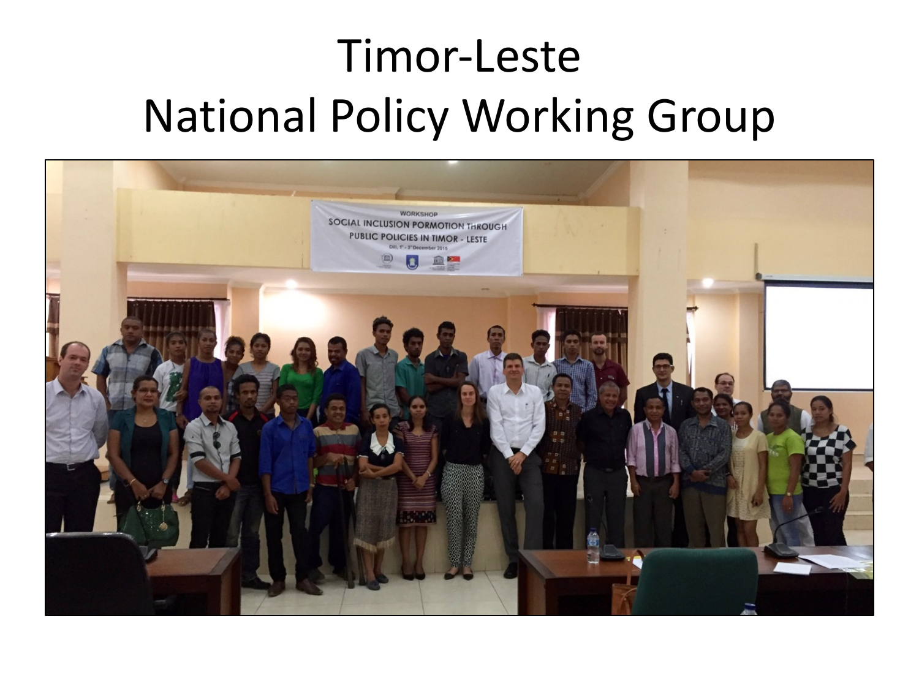# Timor-Leste
# National Policy Working Group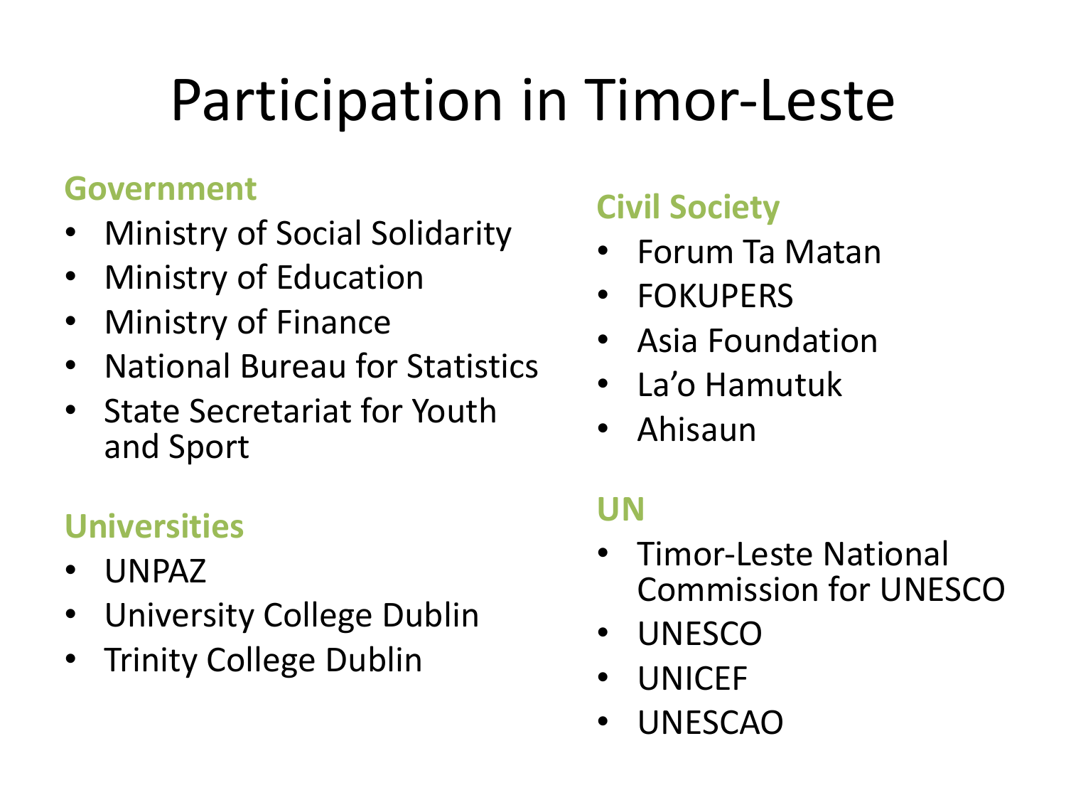# Participation in Timor-Leste

### Government

- Ministry of Social Solidarity
- Ministry of Education
- Ministry of Finance
- National Bureau for Statistics
- State Secretariat for Youth and Sport

### Universities

- UNPAZ
- University College Dublin
- Trinity College Dublin

### Civil Society

- Forum Ta Matan
- FOKUPERS
- Asia Foundation
- La'o Hamutuk
- Ahisaun

### UN

- Timor-Leste National Commission for UNESCO
- UNESCO
- UNICEF
- UNESCAO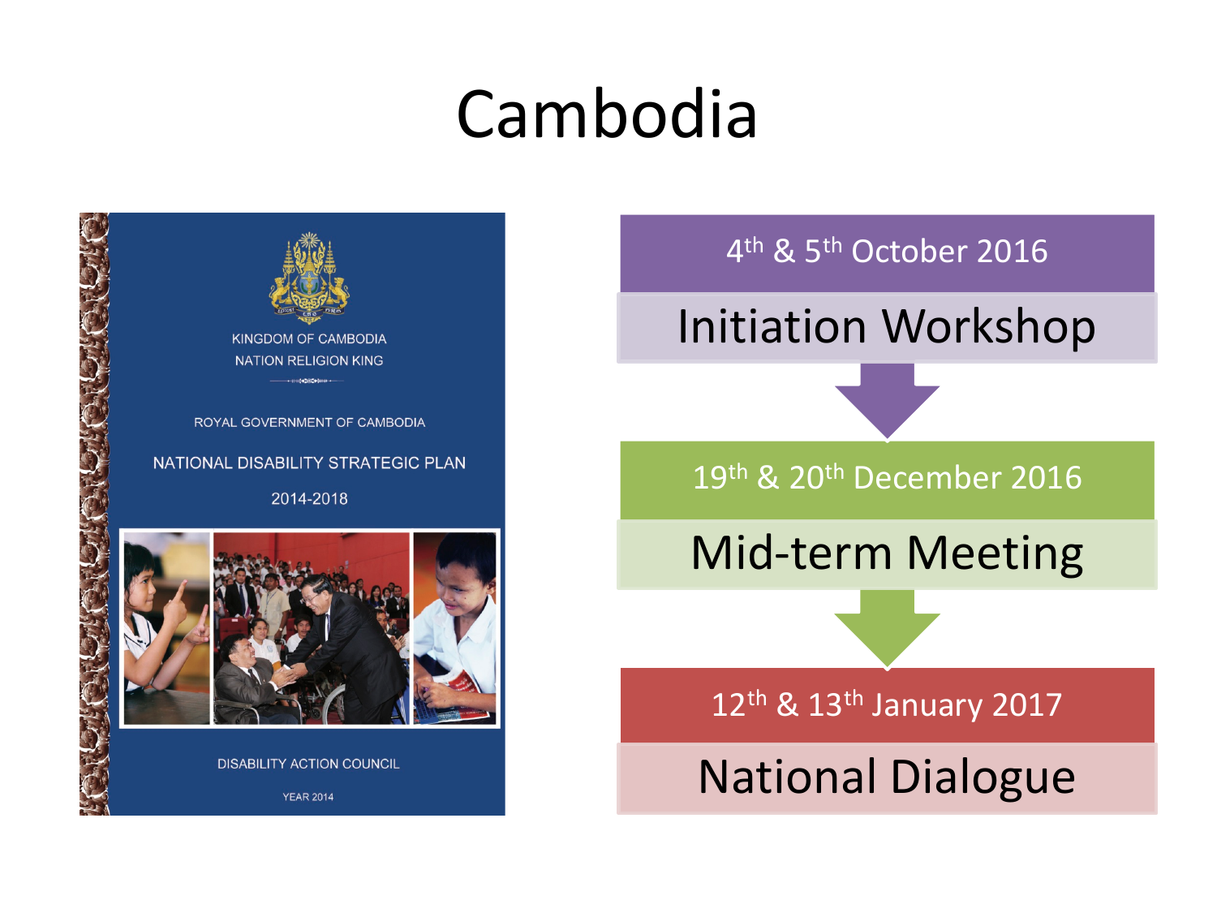# Cambodia

KINGDOM OF CAMBODIA
NATION RELIGION KING

ROYAL GOVERNMENT OF CAMBODIA

NATIONAL DISABILITY STRATEGIC PLAN

2014-2018

DISABILITY ACTION COUNCIL

YEAR 2014

4th & 5th October 2016

**Initiation Workshop**

19th & 20th December 2016

**Mid-term Meeting**

12th & 13th January 2017

**National Dialogue**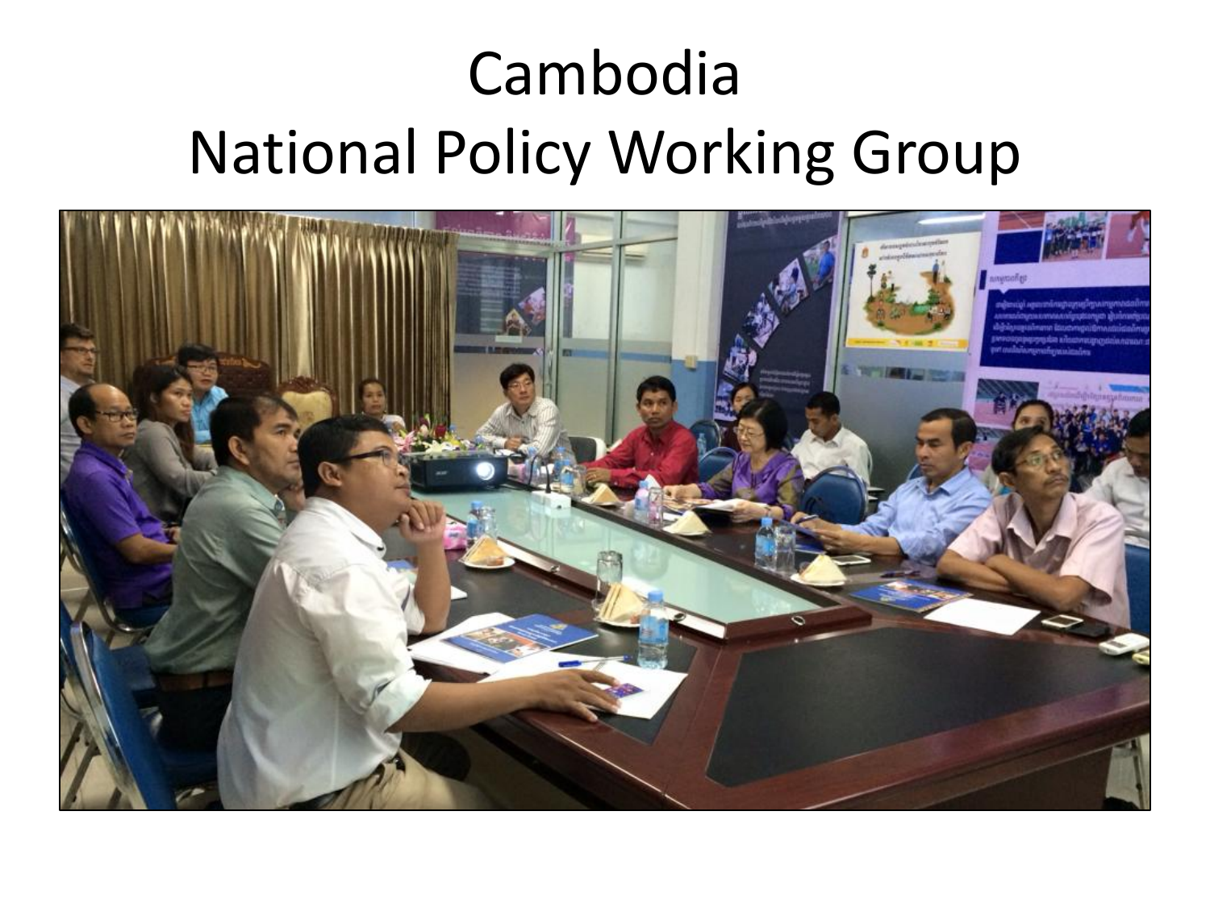# Cambodia
# National Policy Working Group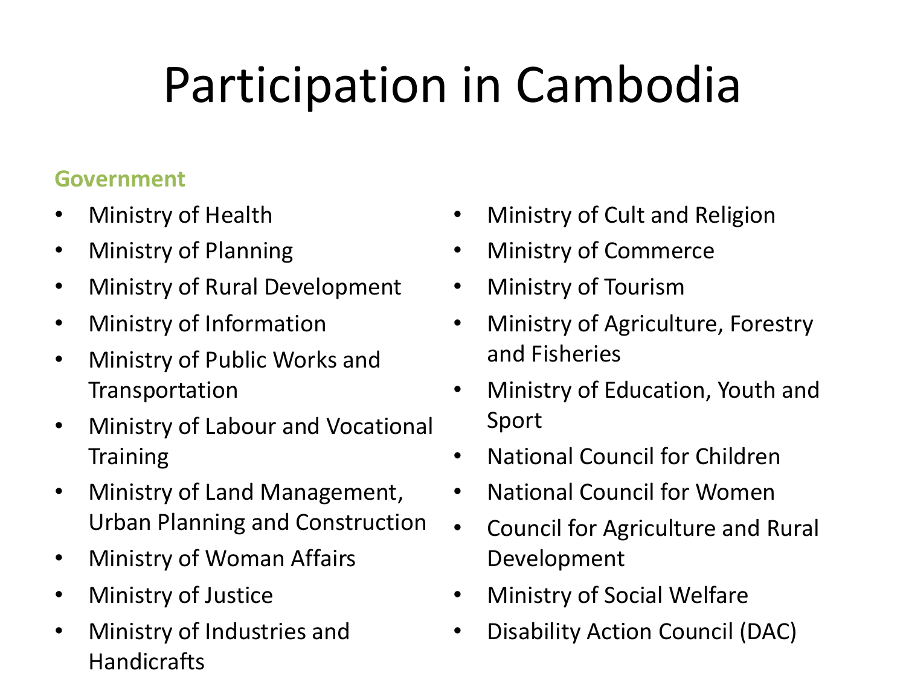# Participation in Cambodia

**Government**

- Ministry of Health
- Ministry of Planning
- Ministry of Rural Development
- Ministry of Information
- Ministry of Public Works and Transportation
- Ministry of Labour and Vocational Training
- Ministry of Land Management, Urban Planning and Construction
- Ministry of Woman Affairs
- Ministry of Justice
- Ministry of Industries and Handicrafts
- Ministry of Cult and Religion
- Ministry of Commerce
- Ministry of Tourism
- Ministry of Agriculture, Forestry and Fisheries
- Ministry of Education, Youth and Sport
- National Council for Children
- National Council for Women
- Council for Agriculture and Rural Development
- Ministry of Social Welfare
- Disability Action Council (DAC)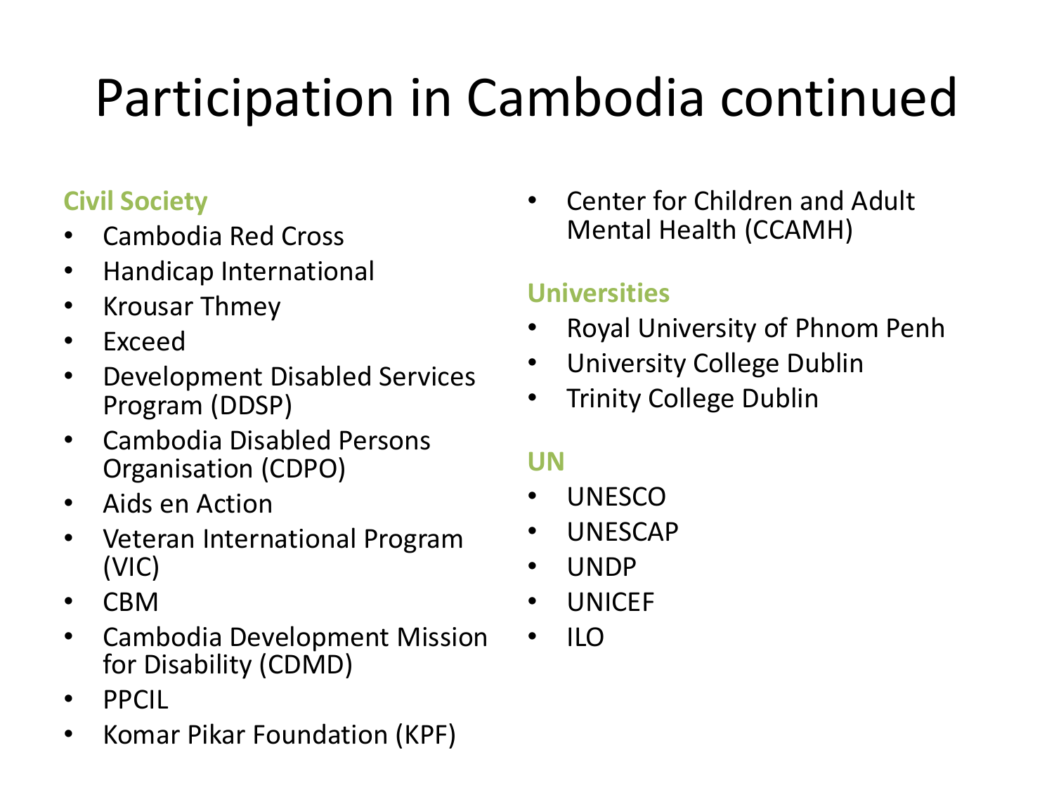# Participation in Cambodia continued

**Civil Society**

- Cambodia Red Cross
- Handicap International
- Krousar Thmey
- Exceed
- Development Disabled Services Program (DDSP)
- Cambodia Disabled Persons Organisation (CDPO)
- Aids en Action
- Veteran International Program (VIC)
- CBM
- Cambodia Development Mission for Disability (CDMD)
- PPCIL
- Komar Pikar Foundation (KPF)
- Center for Children and Adult Mental Health (CCAMH)

**Universities**

- Royal University of Phnom Penh
- University College Dublin
- Trinity College Dublin

**UN**

- UNESCO
- UNESCAP
- UNDP
- UNICEF
- ILO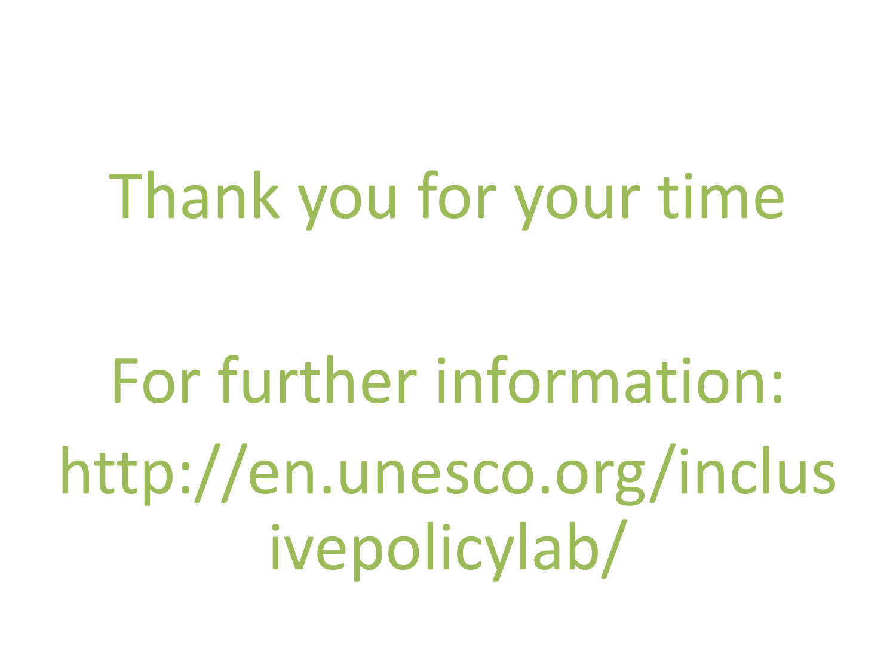Thank you for your time

For further information: http://en.unesco.org/inclusivepolicylab/